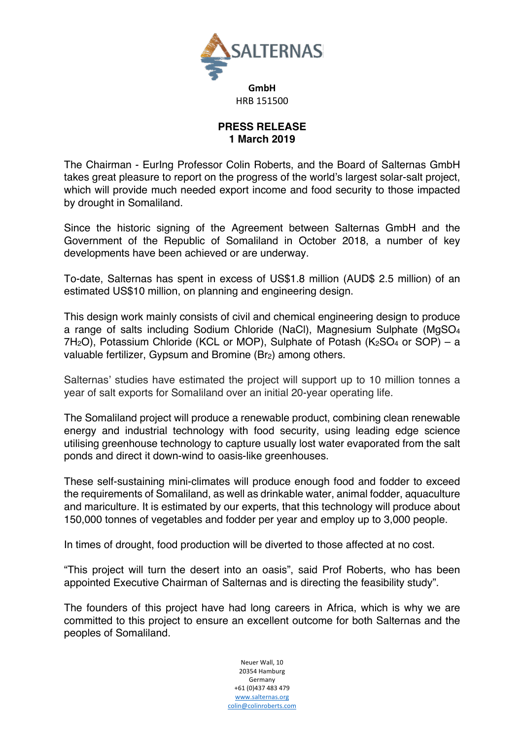SALTERNAS

**GmbH**
HRB 151500

**PRESS RELEASE**
**1 March 2019**

The Chairman - EurIng Professor Colin Roberts, and the Board of Salternas GmbH takes great pleasure to report on the progress of the world's largest solar-salt project, which will provide much needed export income and food security to those impacted by drought in Somaliland.

Since the historic signing of the Agreement between Salternas GmbH and the Government of the Republic of Somaliland in October 2018, a number of key developments have been achieved or are underway.

To-date, Salternas has spent in excess of US$1.8 million (AUD$ 2.5 million) of an estimated US$10 million, on planning and engineering design.

This design work mainly consists of civil and chemical engineering design to produce a range of salts including Sodium Chloride (NaCl), Magnesium Sulphate ($MgSO_4$ $7H_2O$), Potassium Chloride (KCL or MOP), Sulphate of Potash ($K_2SO_4$ or SOP) – a valuable fertilizer, Gypsum and Bromine ($Br_2$) among others.

Salternas' studies have estimated the project will support up to 10 million tonnes a year of salt exports for Somaliland over an initial 20-year operating life.

The Somaliland project will produce a renewable product, combining clean renewable energy and industrial technology with food security, using leading edge science utilising greenhouse technology to capture usually lost water evaporated from the salt ponds and direct it down-wind to oasis-like greenhouses.

These self-sustaining mini-climates will produce enough food and fodder to exceed the requirements of Somaliland, as well as drinkable water, animal fodder, aquaculture and mariculture. It is estimated by our experts, that this technology will produce about 150,000 tonnes of vegetables and fodder per year and employ up to 3,000 people.

In times of drought, food production will be diverted to those affected at no cost.

"This project will turn the desert into an oasis", said Prof Roberts, who has been appointed Executive Chairman of Salternas and is directing the feasibility study".

The founders of this project have had long careers in Africa, which is why we are committed to this project to ensure an excellent outcome for both Salternas and the peoples of Somaliland.

Neuer Wall, 10
20354 Hamburg
Germany
+61 (0)437 483 479
www.salternas.org
colin@colinroberts.com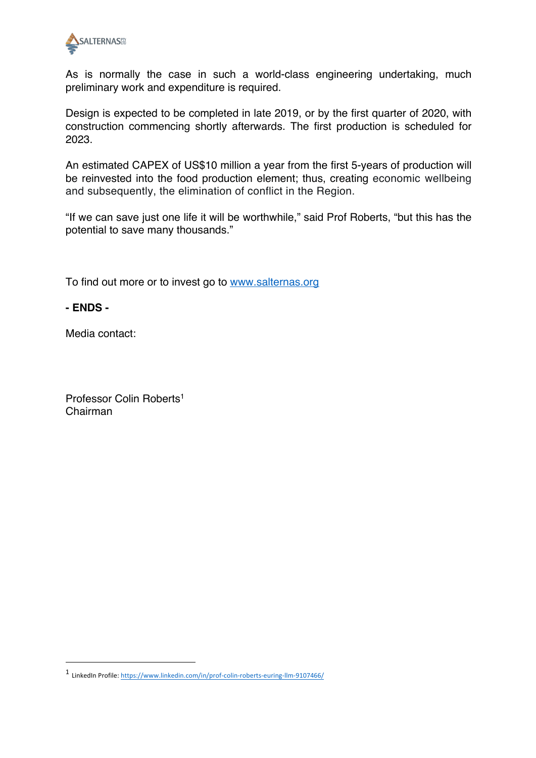As is normally the case in such a world-class engineering undertaking, much preliminary work and expenditure is required.

Design is expected to be completed in late 2019, or by the first quarter of 2020, with construction commencing shortly afterwards. The first production is scheduled for 2023.

An estimated CAPEX of US$10 million a year from the first 5-years of production will be reinvested into the food production element; thus, creating economic wellbeing and subsequently, the elimination of conflict in the Region.

"If we can save just one life it will be worthwhile," said Prof Roberts, "but this has the potential to save many thousands."

To find out more or to invest go to [www.salternas.org](http://www.salternas.org)

**- ENDS -**

Media contact:

Professor Colin Roberts[1]
Chairman

---

[1] LinkedIn Profile: https://www.linkedin.com/in/prof-colin-roberts-euring-llm-9107466/